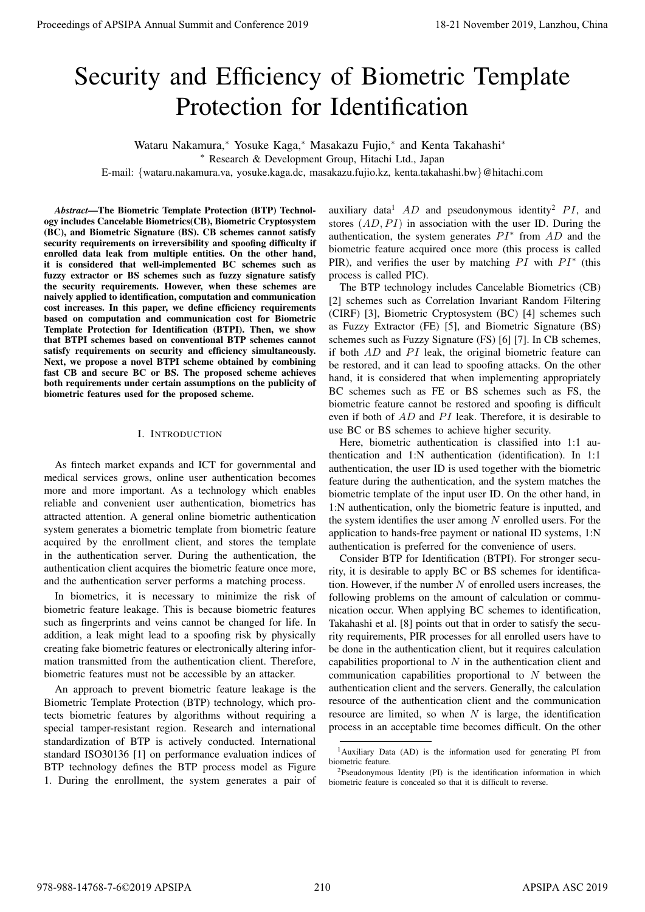# Security and Efficiency of Biometric Template Protection for Identification

Wataru Nakamura,* Yosuke Kaga,* Masakazu Fujio,* and Kenta Takahashi*

* Research & Development Group, Hitachi Ltd., Japan

E-mail: {wataru.nakamura.va, yosuke.kaga.dc, masakazu.fujio.kz, kenta.takahashi.bw}@hitachi.com

***Abstract*—The Biometric Template Protection (BTP) Technology includes Cancelable Biometrics(CB), Biometric Cryptosystem (BC), and Biometric Signature (BS). CB schemes cannot satisfy security requirements on irreversibility and spoofing difficulty if enrolled data leak from multiple entities. On the other hand, it is considered that well-implemented BC schemes such as fuzzy extractor or BS schemes such as fuzzy signature satisfy the security requirements. However, when these schemes are naively applied to identification, computation and communication cost increases. In this paper, we define efficiency requirements based on computation and communication cost for Biometric Template Protection for Identification (BTPI). Then, we show that BTPI schemes based on conventional BTP schemes cannot satisfy requirements on security and efficiency simultaneously. Next, we propose a novel BTPI scheme obtained by combining fast CB and secure BC or BS. The proposed scheme achieves both requirements under certain assumptions on the publicity of biometric features used for the proposed scheme.**

## I. Introduction

As fintech market expands and ICT for governmental and medical services grows, online user authentication becomes more and more important. As a technology which enables reliable and convenient user authentication, biometrics has attracted attention. A general online biometric authentication system generates a biometric template from biometric feature acquired by the enrollment client, and stores the template in the authentication server. During the authentication, the authentication client acquires the biometric feature once more, and the authentication server performs a matching process.

In biometrics, it is necessary to minimize the risk of biometric feature leakage. This is because biometric features such as fingerprints and veins cannot be changed for life. In addition, a leak might lead to a spoofing risk by physically creating fake biometric features or electronically altering information transmitted from the authentication client. Therefore, biometric features must not be accessible by an attacker.

An approach to prevent biometric feature leakage is the Biometric Template Protection (BTP) technology, which protects biometric features by algorithms without requiring a special tamper-resistant region. Research and international standardization of BTP is actively conducted. International standard ISO30136 [1] on performance evaluation indices of BTP technology defines the BTP process model as Figure 1. During the enrollment, the system generates a pair of auxiliary data[1] $AD$ and pseudonymous identity[2] $PI$, and stores $(AD, PI)$ in association with the user ID. During the authentication, the system generates $PI^*$ from $AD$ and the biometric feature acquired once more (this process is called PIR), and verifies the user by matching $PI$ with $PI^*$ (this process is called PIC).

The BTP technology includes Cancelable Biometrics (CB) [2] schemes such as Correlation Invariant Random Filtering (CIRF) [3], Biometric Cryptosystem (BC) [4] schemes such as Fuzzy Extractor (FE) [5], and Biometric Signature (BS) schemes such as Fuzzy Signature (FS) [6] [7]. In CB schemes, if both $AD$ and $PI$ leak, the original biometric feature can be restored, and it can lead to spoofing attacks. On the other hand, it is considered that when implementing appropriately BC schemes such as FE or BS schemes such as FS, the biometric feature cannot be restored and spoofing is difficult even if both of $AD$ and $PI$ leak. Therefore, it is desirable to use BC or BS schemes to achieve higher security.

Here, biometric authentication is classified into 1:1 authentication and 1:N authentication (identification). In 1:1 authentication, the user ID is used together with the biometric feature during the authentication, and the system matches the biometric template of the input user ID. On the other hand, in 1:N authentication, only the biometric feature is inputted, and the system identifies the user among $N$ enrolled users. For the application to hands-free payment or national ID systems, 1:N authentication is preferred for the convenience of users.

Consider BTP for Identification (BTPI). For stronger security, it is desirable to apply BC or BS schemes for identification. However, if the number $N$ of enrolled users increases, the following problems on the amount of calculation or communication occur. When applying BC schemes to identification, Takahashi et al. [8] points out that in order to satisfy the security requirements, PIR processes for all enrolled users have to be done in the authentication client, but it requires calculation capabilities proportional to $N$ in the authentication client and communication capabilities proportional to $N$ between the authentication client and the servers. Generally, the calculation resource of the authentication client and the communication resource are limited, so when $N$ is large, the identification process in an acceptable time becomes difficult. On the other

[1] Auxiliary Data (AD) is the information used for generating PI from biometric feature.

[2] Pseudonymous Identity (PI) is the identification information in which biometric feature is concealed so that it is difficult to reverse.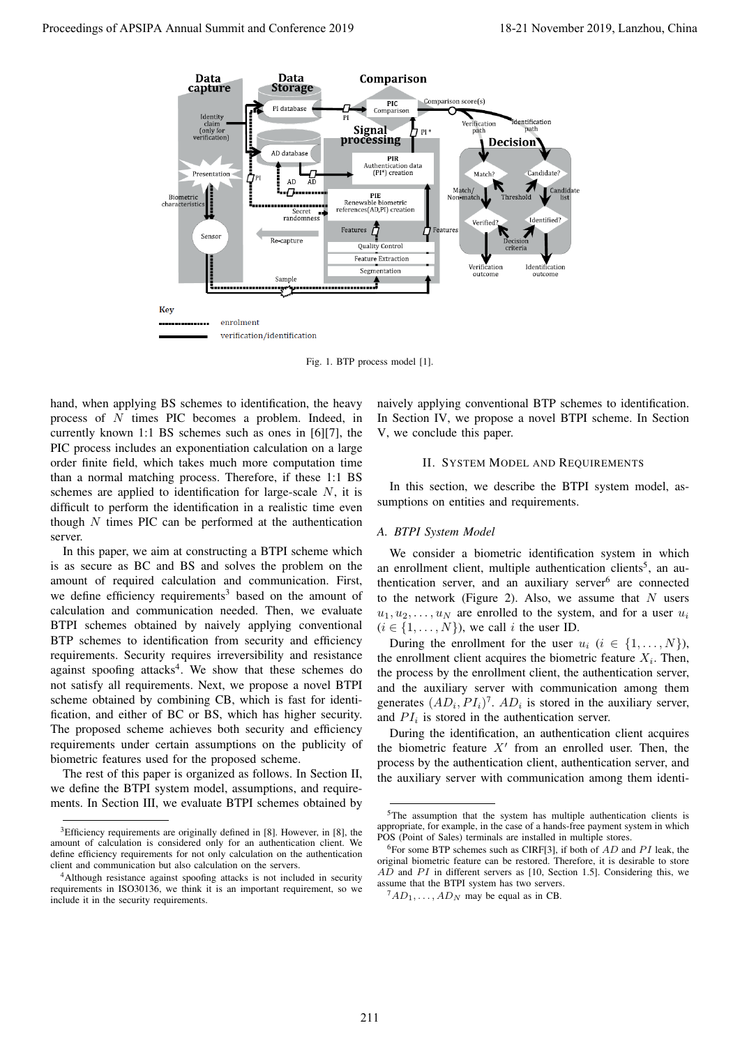Fig. 1. BTP process model [1].

hand, when applying BS schemes to identification, the heavy process of $N$ times PIC becomes a problem. Indeed, in currently known 1:1 BS schemes such as ones in [6][7], the PIC process includes an exponentiation calculation on a large order finite field, which takes much more computation time than a normal matching process. Therefore, if these 1:1 BS schemes are applied to identification for large-scale $N$, it is difficult to perform the identification in a realistic time even though $N$ times PIC can be performed at the authentication server.

In this paper, we aim at constructing a BTPI scheme which is as secure as BC and BS and solves the problem on the amount of required calculation and communication. First, we define efficiency requirements[3] based on the amount of calculation and communication needed. Then, we evaluate BTPI schemes obtained by naively applying conventional BTP schemes to identification from security and efficiency requirements. Security requires irreversibility and resistance against spoofing attacks[4]. We show that these schemes do not satisfy all requirements. Next, we propose a novel BTPI scheme obtained by combining CB, which is fast for identification, and either of BC or BS, which has higher security. The proposed scheme achieves both security and efficiency requirements under certain assumptions on the publicity of biometric features used for the proposed scheme.

The rest of this paper is organized as follows. In Section II, we define the BTPI system model, assumptions, and requirements. In Section III, we evaluate BTPI schemes obtained by naively applying conventional BTP schemes to identification. In Section IV, we propose a novel BTPI scheme. In Section V, we conclude this paper.

## II. System Model and Requirements

In this section, we describe the BTPI system model, assumptions on entities and requirements.

### A. BTPI System Model

We consider a biometric identification system in which an enrollment client, multiple authentication clients[5], an authentication server, and an auxiliary server[6] are connected to the network (Figure 2). Also, we assume that $N$ users $u_1, u_2, \ldots, u_N$ are enrolled to the system, and for a user $u_i$ ($i \in \{1, \ldots, N\}$), we call $i$ the user ID.

During the enrollment for the user $u_i$ ($i \in \{1, \ldots, N\}$), the enrollment client acquires the biometric feature $X_i$. Then, the process by the enrollment client, the authentication server, and the auxiliary server with communication among them generates $(AD_i, PI_i)$[7]. $AD_i$ is stored in the auxiliary server, and $PI_i$ is stored in the authentication server.

During the identification, an authentication client acquires the biometric feature $X'$ from an enrolled user. Then, the process by the authentication client, authentication server, and the auxiliary server with communication among them identi-

[3] Efficiency requirements are originally defined in [8]. However, in [8], the amount of calculation is considered only for an authentication client. We define efficiency requirements for not only calculation on the authentication client and communication but also calculation on the servers.

[4] Although resistance against spoofing attacks is not included in security requirements in ISO30136, we think it is an important requirement, so we include it in the security requirements.

[5] The assumption that the system has multiple authentication clients is appropriate, for example, in the case of a hands-free payment system in which POS (Point of Sales) terminals are installed in multiple stores.

[6] For some BTP schemes such as CIRF[3], if both of $AD$ and $PI$ leak, the original biometric feature can be restored. Therefore, it is desirable to store $AD$ and $PI$ in different servers as [10, Section 1.5]. Considering this, we assume that the BTPI system has two servers.

[7] $AD_1, \ldots, AD_N$ may be equal as in CB.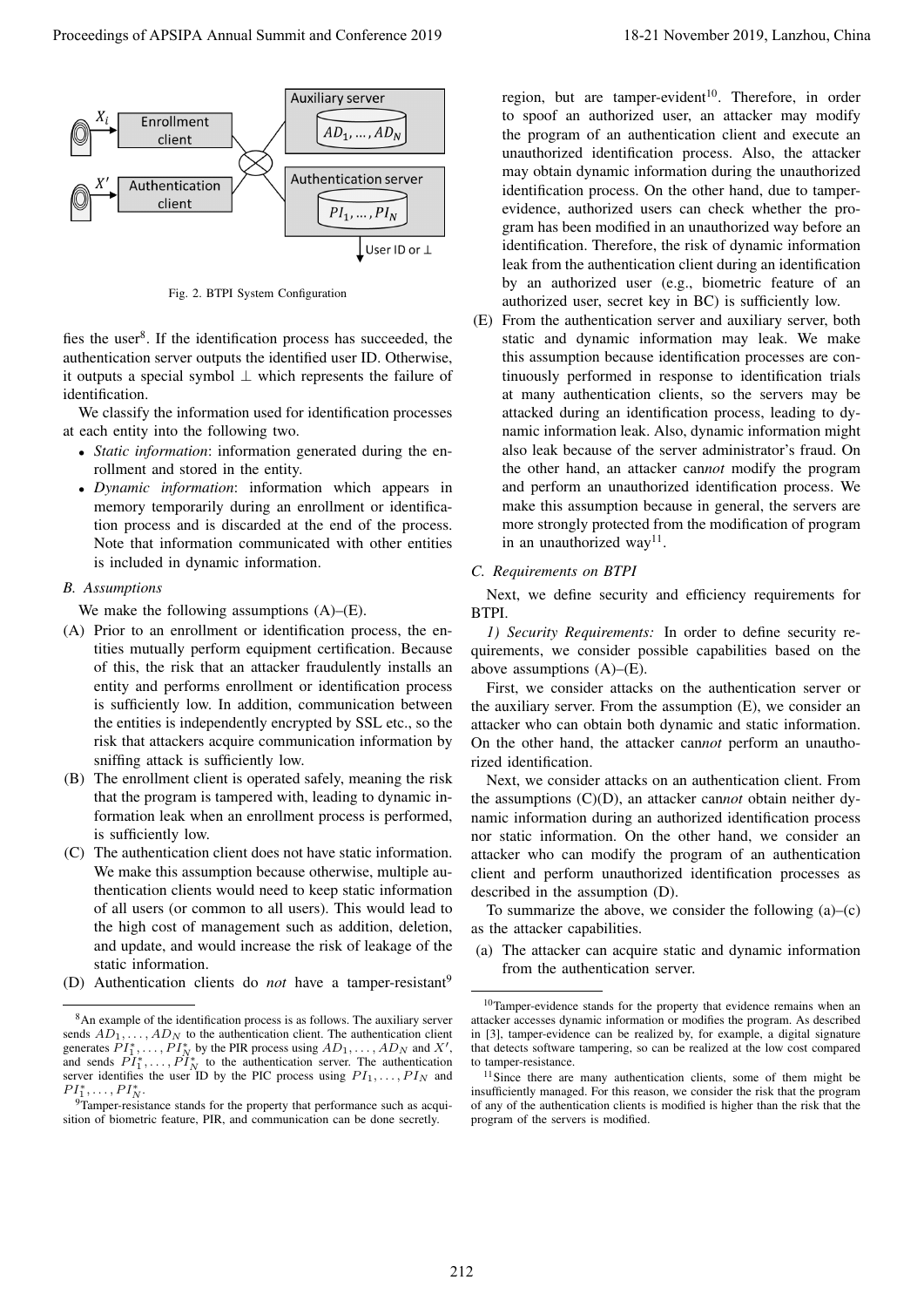Fig. 2. BTPI System Configuration

fies the user[8]. If the identification process has succeeded, the authentication server outputs the identified user ID. Otherwise, it outputs a special symbol $\perp$ which represents the failure of identification.

We classify the information used for identification processes at each entity into the following two.

- *Static information*: information generated during the enrollment and stored in the entity.
- *Dynamic information*: information which appears in memory temporarily during an enrollment or identification process and is discarded at the end of the process. Note that information communicated with other entities is included in dynamic information.

### B. Assumptions

We make the following assumptions (A)–(E).

(A) Prior to an enrollment or identification process, the entities mutually perform equipment certification. Because of this, the risk that an attacker fraudulently installs an entity and performs enrollment or identification process is sufficiently low. In addition, communication between the entities is independently encrypted by SSL etc., so the risk that attackers acquire communication information by sniffing attack is sufficiently low.

(B) The enrollment client is operated safely, meaning the risk that the program is tampered with, leading to dynamic information leak when an enrollment process is performed, is sufficiently low.

(C) The authentication client does not have static information. We make this assumption because otherwise, multiple authentication clients would need to keep static information of all users (or common to all users). This would lead to the high cost of management such as addition, deletion, and update, and would increase the risk of leakage of the static information.

(D) Authentication clients do *not* have a tamper-resistant[9] region, but are tamper-evident[10]. Therefore, in order to spoof an authorized user, an attacker may modify the program of an authentication client and execute an unauthorized identification process. Also, the attacker may obtain dynamic information during the unauthorized identification process. On the other hand, due to tamper-evidence, authorized users can check whether the program has been modified in an unauthorized way before an identification. Therefore, the risk of dynamic information leak from the authentication client during an identification by an authorized user (e.g., biometric feature of an authorized user, secret key in BC) is sufficiently low.

(E) From the authentication server and auxiliary server, both static and dynamic information may leak. We make this assumption because identification processes are continuously performed in response to identification trials at many authentication clients, so the servers may be attacked during an identification process, leading to dynamic information leak. Also, dynamic information might also leak because of the server administrator's fraud. On the other hand, an attacker can*not* modify the program and perform an unauthorized identification process. We make this assumption because in general, the servers are more strongly protected from the modification of program in an unauthorized way[11].

### C. Requirements on BTPI

Next, we define security and efficiency requirements for BTPI.

*1) Security Requirements:* In order to define security requirements, we consider possible capabilities based on the above assumptions (A)–(E).

First, we consider attacks on the authentication server or the auxiliary server. From the assumption (E), we consider an attacker who can obtain both dynamic and static information. On the other hand, the attacker can*not* perform an unauthorized identification.

Next, we consider attacks on an authentication client. From the assumptions (C)(D), an attacker can*not* obtain neither dynamic information during an authorized identification process nor static information. On the other hand, we consider an attacker who can modify the program of an authentication client and perform unauthorized identification processes as described in the assumption (D).

To summarize the above, we consider the following (a)–(c) as the attacker capabilities.

(a) The attacker can acquire static and dynamic information from the authentication server.

---

[8] An example of the identification process is as follows. The auxiliary server sends $AD_1, \ldots, AD_N$ to the authentication client. The authentication client generates $PI_1^*, \ldots, PI_N^*$ by the PIR process using $AD_1, \ldots, AD_N$ and $X'$, and sends $PI_1^*, \ldots, PI_N^*$ to the authentication server. The authentication server identifies the user ID by the PIC process using $PI_1, \ldots, PI_N$ and $PI_1^*, \ldots, PI_N^*$.

[9] Tamper-resistance stands for the property that performance such as acquisition of biometric feature, PIR, and communication can be done secretly.

[10] Tamper-evidence stands for the property that evidence remains when an attacker accesses dynamic information or modifies the program. As described in [3], tamper-evidence can be realized by, for example, a digital signature that detects software tampering, so can be realized at the low cost compared to tamper-resistance.

[11] Since there are many authentication clients, some of them might be insufficiently managed. For this reason, we consider the risk that the program of any of the authentication clients is modified is higher than the risk that the program of the servers is modified.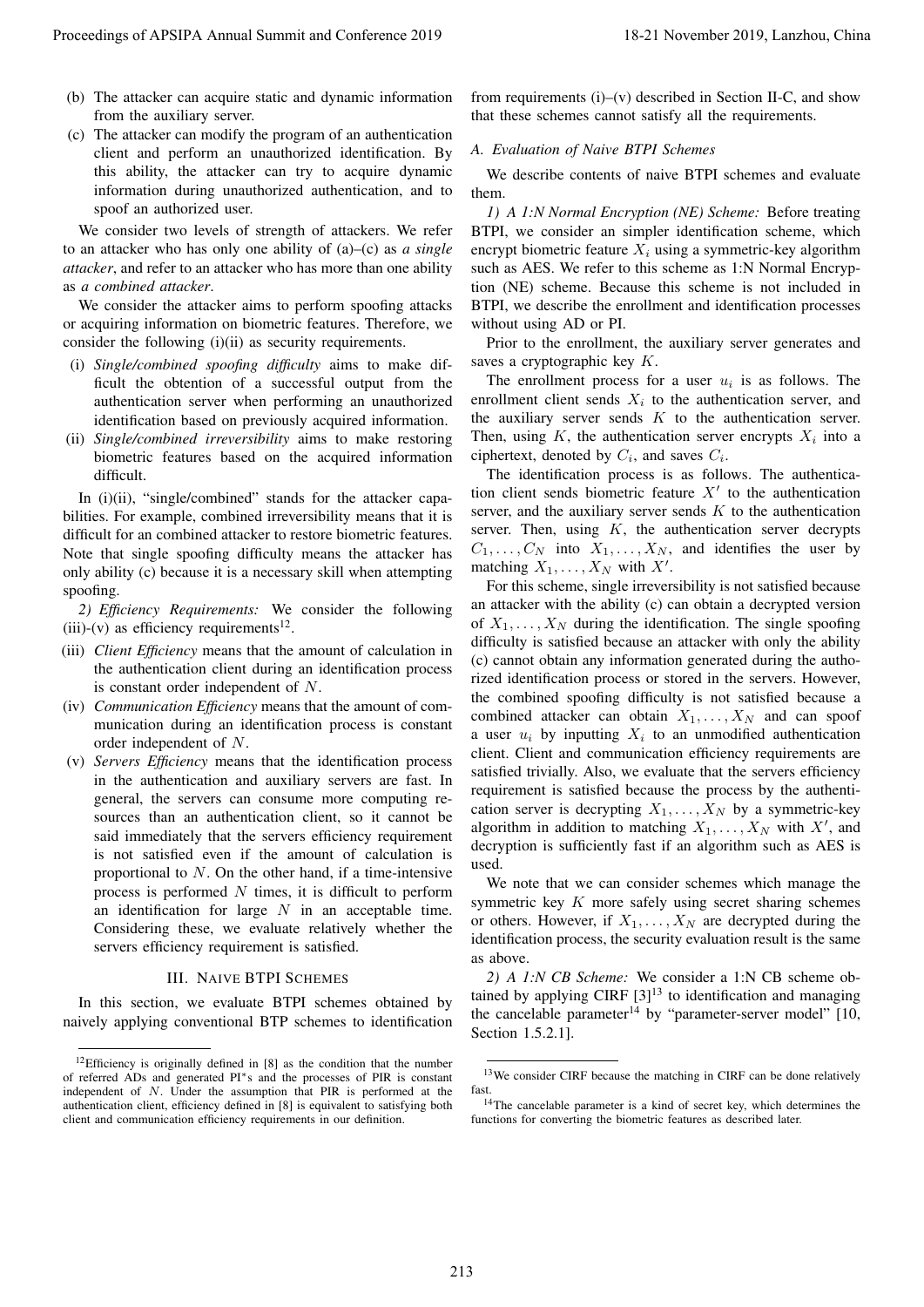(b) The attacker can acquire static and dynamic information from the auxiliary server.

(c) The attacker can modify the program of an authentication client and perform an unauthorized identification. By this ability, the attacker can try to acquire dynamic information during unauthorized authentication, and to spoof an authorized user.

We consider two levels of strength of attackers. We refer to an attacker who has only one ability of (a)–(c) as *a single attacker*, and refer to an attacker who has more than one ability as *a combined attacker*.

We consider the attacker aims to perform spoofing attacks or acquiring information on biometric features. Therefore, we consider the following (i)(ii) as security requirements.

(i) *Single/combined spoofing difficulty* aims to make difficult the obtention of a successful output from the authentication server when performing an unauthorized identification based on previously acquired information.

(ii) *Single/combined irreversibility* aims to make restoring biometric features based on the acquired information difficult.

In (i)(ii), "single/combined" stands for the attacker capabilities. For example, combined irreversibility means that it is difficult for an combined attacker to restore biometric features. Note that single spoofing difficulty means the attacker has only ability (c) because it is a necessary skill when attempting spoofing.

*2) Efficiency Requirements:* We consider the following (iii)-(v) as efficiency requirements[12].

(iii) *Client Efficiency* means that the amount of calculation in the authentication client during an identification process is constant order independent of $N$.

(iv) *Communication Efficiency* means that the amount of communication during an identification process is constant order independent of $N$.

(v) *Servers Efficiency* means that the identification process in the authentication and auxiliary servers are fast. In general, the servers can consume more computing resources than an authentication client, so it cannot be said immediately that the servers efficiency requirement is not satisfied even if the amount of calculation is proportional to $N$. On the other hand, if a time-intensive process is performed $N$ times, it is difficult to perform an identification for large $N$ in an acceptable time. Considering these, we evaluate relatively whether the servers efficiency requirement is satisfied.

## III. Naive BTPI Schemes

In this section, we evaluate BTPI schemes obtained by naively applying conventional BTP schemes to identification from requirements (i)–(v) described in Section II-C, and show that these schemes cannot satisfy all the requirements.

### A. Evaluation of Naive BTPI Schemes

We describe contents of naive BTPI schemes and evaluate them.

*1) A 1:N Normal Encryption (NE) Scheme:* Before treating BTPI, we consider an simpler identification scheme, which encrypt biometric feature $X_i$ using a symmetric-key algorithm such as AES. We refer to this scheme as 1:N Normal Encryption (NE) scheme. Because this scheme is not included in BTPI, we describe the enrollment and identification processes without using AD or PI.

Prior to the enrollment, the auxiliary server generates and saves a cryptographic key $K$.

The enrollment process for a user $u_i$ is as follows. The enrollment client sends $X_i$ to the authentication server, and the auxiliary server sends $K$ to the authentication server. Then, using $K$, the authentication server encrypts $X_i$ into a ciphertext, denoted by $C_i$, and saves $C_i$.

The identification process is as follows. The authentication client sends biometric feature $X'$ to the authentication server, and the auxiliary server sends $K$ to the authentication server. Then, using $K$, the authentication server decrypts $C_1, \ldots, C_N$ into $X_1, \ldots, X_N$, and identifies the user by matching $X_1, \ldots, X_N$ with $X'$.

For this scheme, single irreversibility is not satisfied because an attacker with the ability (c) can obtain a decrypted version of $X_1, \ldots, X_N$ during the identification. The single spoofing difficulty is satisfied because an attacker with only the ability (c) cannot obtain any information generated during the authorized identification process or stored in the servers. However, the combined spoofing difficulty is not satisfied because a combined attacker can obtain $X_1, \ldots, X_N$ and can spoof a user $u_i$ by inputting $X_i$ to an unmodified authentication client. Client and communication efficiency requirements are satisfied trivially. Also, we evaluate that the servers efficiency requirement is satisfied because the process by the authentication server is decrypting $X_1, \ldots, X_N$ by a symmetric-key algorithm in addition to matching $X_1, \ldots, X_N$ with $X'$, and decryption is sufficiently fast if an algorithm such as AES is used.

We note that we can consider schemes which manage the symmetric key $K$ more safely using secret sharing schemes or others. However, if $X_1, \ldots, X_N$ are decrypted during the identification process, the security evaluation result is the same as above.

*2) A 1:N CB Scheme:* We consider a 1:N CB scheme obtained by applying CIRF [3][13] to identification and managing the cancelable parameter[14] by "parameter-server model" [10, Section 1.5.2.1].

[12] Efficiency is originally defined in [8] as the condition that the number of referred ADs and generated PI*s and the processes of PIR is constant independent of $N$. Under the assumption that PIR is performed at the authentication client, efficiency defined in [8] is equivalent to satisfying both client and communication efficiency requirements in our definition.

[13] We consider CIRF because the matching in CIRF can be done relatively fast.

[14] The cancelable parameter is a kind of secret key, which determines the functions for converting the biometric features as described later.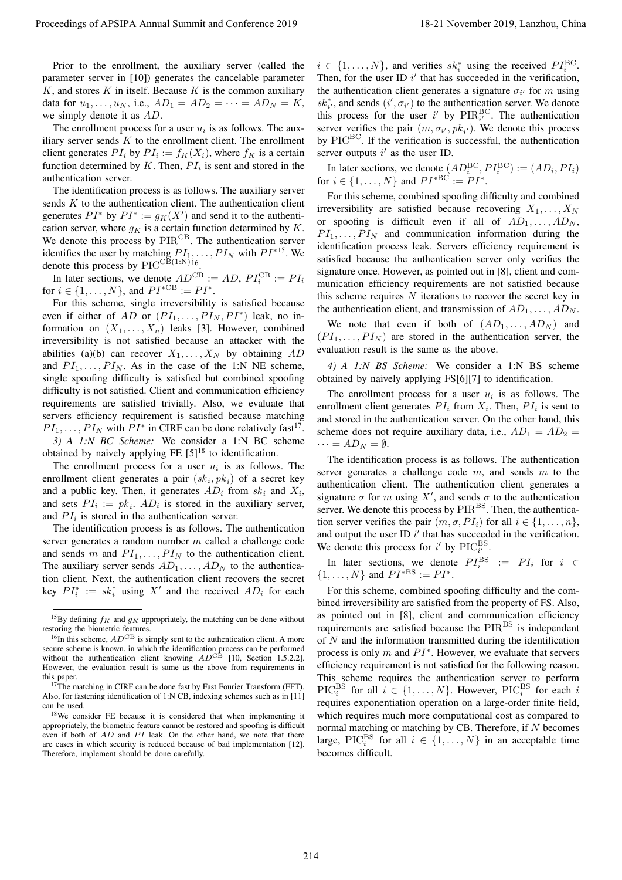Prior to the enrollment, the auxiliary server (called the parameter server in [10]) generates the cancelable parameter $K$, and stores $K$ in itself. Because $K$ is the common auxiliary data for $u_1, \ldots, u_N$, i.e., $AD_1 = AD_2 = \cdots = AD_N = K$, we simply denote it as $AD$.

The enrollment process for a user $u_i$ is as follows. The auxiliary server sends $K$ to the enrollment client. The enrollment client generates $PI_i$ by $PI_i := f_K(X_i)$, where $f_K$ is a certain function determined by $K$. Then, $PI_i$ is sent and stored in the authentication server.

The identification process is as follows. The auxiliary server sends $K$ to the authentication client. The authentication client generates $PI^*$ by $PI^* := g_K(X')$ and send it to the authentication server, where $g_K$ is a certain function determined by $K$. We denote this process by $\mathrm{PIR}^{\mathrm{CB}}$. The authentication server identifies the user by matching $PI_1, \ldots, PI_N$ with $PI^*$[15]. We denote this process by $\mathrm{PIC}^{\mathrm{CB}(1:N)}$[16].

In later sections, we denote $AD^{\mathrm{CB}} := AD$, $PI_i^{\mathrm{CB}} := PI_i$ for $i \in \{1, \ldots, N\}$, and $PI^{*\mathrm{CB}} := PI^*$.

For this scheme, single irreversibility is satisfied because even if either of $AD$ or $(PI_1, \ldots, PI_N, PI^*)$ leak, no information on $(X_1, \ldots, X_n)$ leaks [3]. However, combined irreversibility is not satisfied because an attacker with the abilities (a)(b) can recover $X_1, \ldots, X_N$ by obtaining $AD$ and $PI_1, \ldots, PI_N$. As in the case of the 1:N NE scheme, single spoofing difficulty is satisfied but combined spoofing difficulty is not satisfied. Client and communication efficiency requirements are satisfied trivially. Also, we evaluate that servers efficiency requirement is satisfied because matching $PI_1, \ldots, PI_N$ with $PI^*$ in CIRF can be done relatively fast[17].

*3) A 1:N BC Scheme:* We consider a 1:N BC scheme obtained by naively applying FE [5][18] to identification.

The enrollment process for a user $u_i$ is as follows. The enrollment client generates a pair $(sk_i, pk_i)$ of a secret key and a public key. Then, it generates $AD_i$ from $sk_i$ and $X_i$, and sets $PI_i := pk_i$. $AD_i$ is stored in the auxiliary server, and $PI_i$ is stored in the authentication server.

The identification process is as follows. The authentication server generates a random number $m$ called a challenge code and sends $m$ and $PI_1, \ldots, PI_N$ to the authentication client. The auxiliary server sends $AD_1, \ldots, AD_N$ to the authentication client. Next, the authentication client recovers the secret key $PI_i^* := sk_i^*$ using $X'$ and the received $AD_i$ for each $i \in \{1, \ldots, N\}$, and verifies $sk_i^*$ using the received $PI_i^{\mathrm{BC}}$. Then, for the user ID $i'$ that has succeeded in the verification, the authentication client generates a signature $\sigma_{i'}$ for $m$ using $sk_{i'}^*$, and sends $(i', \sigma_{i'})$ to the authentication server. We denote this process for the user $i'$ by $\mathrm{PIR}_{i'}^{\mathrm{BC}}$. The authentication server verifies the pair $(m, \sigma_{i'}, pk_{i'})$. We denote this process by $\mathrm{PIC}^{\mathrm{BC}}$. If the verification is successful, the authentication server outputs $i'$ as the user ID.

In later sections, we denote $(AD_i^{\mathrm{BC}}, PI_i^{\mathrm{BC}}) := (AD_i, PI_i)$ for $i \in \{1, \ldots, N\}$ and $PI^{*\mathrm{BC}} := PI^*$.

For this scheme, combined spoofing difficulty and combined irreversibility are satisfied because recovering $X_1, \ldots, X_N$ or spoofing is difficult even if all of $AD_1, \ldots, AD_N$, $PI_1, \ldots, PI_N$ and communication information during the identification process leak. Servers efficiency requirement is satisfied because the authentication server only verifies the signature once. However, as pointed out in [8], client and communication efficiency requirements are not satisfied because this scheme requires $N$ iterations to recover the secret key in the authentication client, and transmission of $AD_1, \ldots, AD_N$.

We note that even if both of $(AD_1, \ldots, AD_N)$ and $(PI_1, \ldots, PI_N)$ are stored in the authentication server, the evaluation result is the same as the above.

*4) A 1:N BS Scheme:* We consider a 1:N BS scheme obtained by naively applying FS[6][7] to identification.

The enrollment process for a user $u_i$ is as follows. The enrollment client generates $PI_i$ from $X_i$. Then, $PI_i$ is sent to and stored in the authentication server. On the other hand, this scheme does not require auxiliary data, i.e., $AD_1 = AD_2 = \cdots = AD_N = \emptyset$.

The identification process is as follows. The authentication server generates a challenge code $m$, and sends $m$ to the authentication client. The authentication client generates a signature $\sigma$ for $m$ using $X'$, and sends $\sigma$ to the authentication server. We denote this process by $\mathrm{PIR}^{\mathrm{BS}}$. Then, the authentication server verifies the pair $(m, \sigma, PI_i)$ for all $i \in \{1, \ldots, n\}$, and output the user ID $i'$ that has succeeded in the verification. We denote this process for $i'$ by $\mathrm{PIC}_{i'}^{\mathrm{BS}}$.

In later sections, we denote $PI_i^{\mathrm{BS}} := PI_i$ for $i \in \{1, \ldots, N\}$ and $PI^{*\mathrm{BS}} := PI^*$.

For this scheme, combined spoofing difficulty and the combined irreversibility are satisfied from the property of FS. Also, as pointed out in [8], client and communication efficiency requirements are satisfied because the $\mathrm{PIR}^{\mathrm{BS}}$ is independent of $N$ and the information transmitted during the identification process is only $m$ and $PI^*$. However, we evaluate that servers efficiency requirement is not satisfied for the following reason. This scheme requires the authentication server to perform $\mathrm{PIC}_i^{\mathrm{BS}}$ for all $i \in \{1, \ldots, N\}$. However, $\mathrm{PIC}_i^{\mathrm{BS}}$ for each $i$ requires exponentiation operation on a large-order finite field, which requires much more computational cost as compared to normal matching or matching by CB. Therefore, if $N$ becomes large, $\mathrm{PIC}_i^{\mathrm{BS}}$ for all $i \in \{1, \ldots, N\}$ in an acceptable time becomes difficult.

---

[15] By defining $f_K$ and $g_K$ appropriately, the matching can be done without restoring the biometric features.

[16] In this scheme, $AD^{\mathrm{CB}}$ is simply sent to the authentication client. A more secure scheme is known, in which the identification process can be performed without the authentication client knowing $AD^{\mathrm{CB}}$ [10, Section 1.5.2.2]. However, the evaluation result is same as the above from requirements in this paper.

[17] The matching in CIRF can be done fast by Fast Fourier Transform (FFT). Also, for fastening identification of 1:N CB, indexing schemes such as in [11] can be used.

[18] We consider FE because it is considered that when implementing it appropriately, the biometric feature cannot be restored and spoofing is difficult even if both of $AD$ and $PI$ leak. On the other hand, we note that there are cases in which security is reduced because of bad implementation [12]. Therefore, implement should be done carefully.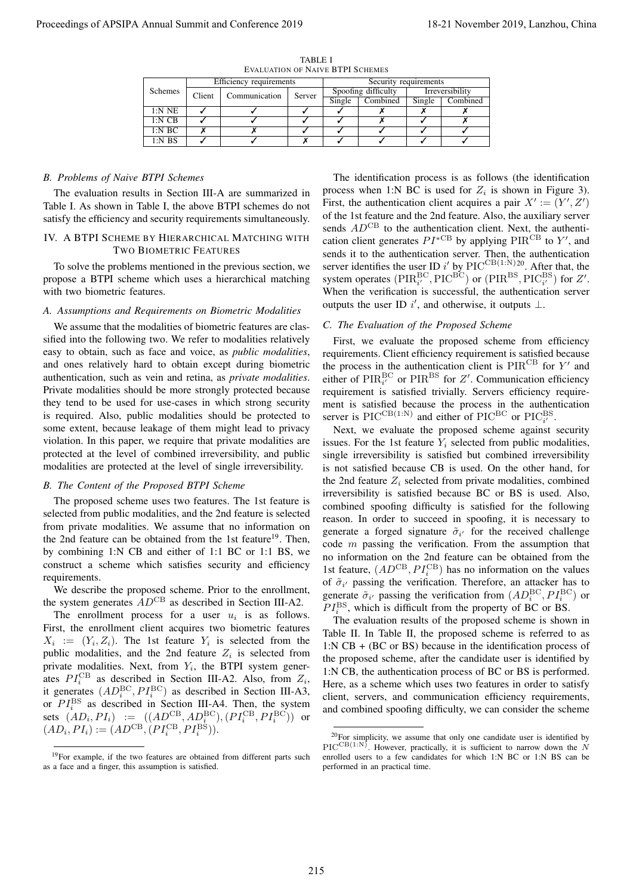TABLE I
EVALUATION OF NAIVE BTPI SCHEMES

| Schemes | Efficiency requirements | | | Security requirements | | | |
|---|---|---|---|---|---|---|---|
| | Client | Communication | Server | Spoofing difficulty | | Irreversibility | |
| | | | | Single | Combined | Single | Combined |
| 1:N NE | ✓ | ✓ | ✓ | ✓ | ✗ | ✗ | ✗ |
| 1:N CB | ✓ | ✓ | ✓ | ✓ | ✗ | ✓ | ✗ |
| 1:N BC | ✗ | ✗ | ✓ | ✓ | ✓ | ✓ | ✓ |
| 1:N BS | ✓ | ✓ | ✗ | ✓ | ✓ | ✓ | ✓ |

### B. Problems of Naive BTPI Schemes

The evaluation results in Section III-A are summarized in Table I. As shown in Table I, the above BTPI schemes do not satisfy the efficiency and security requirements simultaneously.

## IV. A BTPI Scheme by Hierarchical Matching with Two Biometric Features

To solve the problems mentioned in the previous section, we propose a BTPI scheme which uses a hierarchical matching with two biometric features.

### A. Assumptions and Requirements on Biometric Modalities

We assume that the modalities of biometric features are classified into the following two. We refer to modalities relatively easy to obtain, such as face and voice, as *public modalities*, and ones relatively hard to obtain except during biometric authentication, such as vein and retina, as *private modalities*. Private modalities should be more strongly protected because they tend to be used for use-cases in which strong security is required. Also, public modalities should be protected to some extent, because leakage of them might lead to privacy violation. In this paper, we require that private modalities are protected at the level of combined irreversibility, and public modalities are protected at the level of single irreversibility.

### B. The Content of the Proposed BTPI Scheme

The proposed scheme uses two features. The 1st feature is selected from public modalities, and the 2nd feature is selected from private modalities. We assume that no information on the 2nd feature can be obtained from the 1st feature[19]. Then, by combining 1:N CB and either of 1:1 BC or 1:1 BS, we construct a scheme which satisfies security and efficiency requirements.

We describe the proposed scheme. Prior to the enrollment, the system generates $AD^{\mathrm{CB}}$ as described in Section III-A2.

The enrollment process for a user $u_i$ is as follows. First, the enrollment client acquires two biometric features $X_i := (Y_i, Z_i)$. The 1st feature $Y_i$ is selected from the public modalities, and the 2nd feature $Z_i$ is selected from private modalities. Next, from $Y_i$, the BTPI system generates $PI_i^{\mathrm{CB}}$ as described in Section III-A2. Also, from $Z_i$, it generates $(AD_i^{\mathrm{BC}}, PI_i^{\mathrm{BC}})$ as described in Section III-A3, or $PI_i^{\mathrm{BS}}$ as described in Section III-A4. Then, the system sets $(AD_i, PI_i) := ((AD^{\mathrm{CB}}, AD_i^{\mathrm{BC}}), (PI_i^{\mathrm{CB}}, PI_i^{\mathrm{BC}}))$ or $(AD_i, PI_i) := (AD^{\mathrm{CB}}, (PI_i^{\mathrm{CB}}, PI_i^{\mathrm{BS}}))$.

[19] For example, if the two features are obtained from different parts such as a face and a finger, this assumption is satisfied.

The identification process is as follows (the identification process when 1:N BC is used for $Z_i$ is shown in Figure 3). First, the authentication client acquires a pair $X' := (Y', Z')$ of the 1st feature and the 2nd feature. Also, the auxiliary server sends $AD^{\mathrm{CB}}$ to the authentication client. Next, the authentication client generates $PI^{*\mathrm{CB}}$ by applying $\mathrm{PIR}^{\mathrm{CB}}$ to $Y'$, and sends it to the authentication server. Then, the authentication server identifies the user ID $i'$ by $\mathrm{PIC}^{\mathrm{CB(1:N)}}$[20]. After that, the system operates $(\mathrm{PIR}_{i'}^{\mathrm{BC}}, \mathrm{PIC}^{\mathrm{BC}})$ or $(\mathrm{PIR}^{\mathrm{BS}}, \mathrm{PIC}_{i'}^{\mathrm{BS}})$ for $Z'$. When the verification is successful, the authentication server outputs the user ID $i'$, and otherwise, it outputs $\perp$.

### C. The Evaluation of the Proposed Scheme

First, we evaluate the proposed scheme from efficiency requirements. Client efficiency requirement is satisfied because the process in the authentication client is $\mathrm{PIR}^{\mathrm{CB}}$ for $Y'$ and either of $\mathrm{PIR}_{i'}^{\mathrm{BC}}$ or $\mathrm{PIR}^{\mathrm{BS}}$ for $Z'$. Communication efficiency requirement is satisfied trivially. Servers efficiency requirement is satisfied because the process in the authentication server is $\mathrm{PIC}^{\mathrm{CB(1:N)}}$ and either of $\mathrm{PIC}^{\mathrm{BC}}$ or $\mathrm{PIC}_{i'}^{\mathrm{BS}}$.

Next, we evaluate the proposed scheme against security issues. For the 1st feature $Y_i$ selected from public modalities, single irreversibility is satisfied but combined irreversibility is not satisfied because CB is used. On the other hand, for the 2nd feature $Z_i$ selected from private modalities, combined irreversibility is satisfied because BC or BS is used. Also, combined spoofing difficulty is satisfied for the following reason. In order to succeed in spoofing, it is necessary to generate a forged signature $\tilde{\sigma}_{i'}$ for the received challenge code $m$ passing the verification. From the assumption that no information on the 2nd feature can be obtained from the 1st feature, $(AD^{\mathrm{CB}}, PI_i^{\mathrm{CB}})$ has no information on the values of $\tilde{\sigma}_{i'}$ passing the verification. Therefore, an attacker has to generate $\tilde{\sigma}_{i'}$ passing the verification from $(AD_i^{\mathrm{BC}}, PI_i^{\mathrm{BC}})$ or $PI_i^{\mathrm{BS}}$, which is difficult from the property of BC or BS.

The evaluation results of the proposed scheme is shown in Table II. In Table II, the proposed scheme is referred to as 1:N CB + (BC or BS) because in the identification process of the proposed scheme, after the candidate user is identified by 1:N CB, the authentication process of BC or BS is performed. Here, as a scheme which uses two features in order to satisfy client, servers, and communication efficiency requirements, and combined spoofing difficulty, we can consider the scheme

[20] For simplicity, we assume that only one candidate user is identified by $\mathrm{PIC}^{\mathrm{CB(1:N)}}$. However, practically, it is sufficient to narrow down the $N$ enrolled users to a few candidates for which 1:N BC or 1:N BS can be performed in an practical time.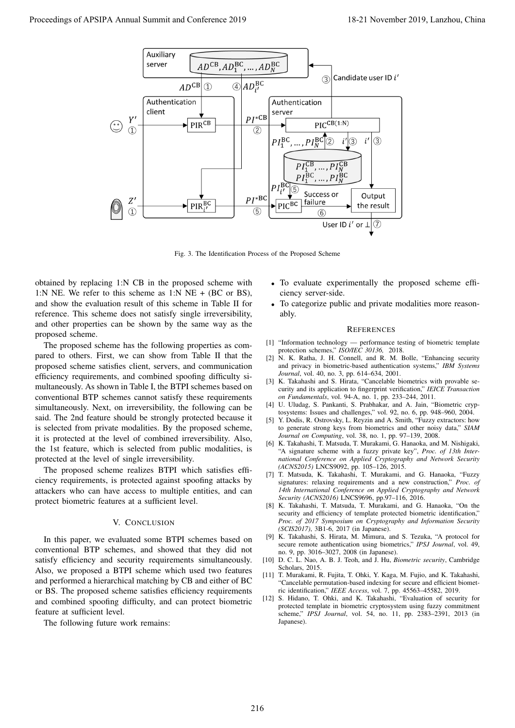Fig. 3. The Identification Process of the Proposed Scheme

obtained by replacing 1:N CB in the proposed scheme with 1:N NE. We refer to this scheme as 1:N NE + (BC or BS), and show the evaluation result of this scheme in Table II for reference. This scheme does not satisfy single irreversibility, and other properties can be shown by the same way as the proposed scheme.

The proposed scheme has the following properties as compared to others. First, we can show from Table II that the proposed scheme satisfies client, servers, and communication efficiency requirements, and combined spoofing difficulty simultaneously. As shown in Table I, the BTPI schemes based on conventional BTP schemes cannot satisfy these requirements simultaneously. Next, on irreversibility, the following can be said. The 2nd feature should be strongly protected because it is selected from private modalities. By the proposed scheme, it is protected at the level of combined irreversibility. Also, the 1st feature, which is selected from public modalities, is protected at the level of single irreversibility.

The proposed scheme realizes BTPI which satisfies efficiency requirements, is protected against spoofing attacks by attackers who can have access to multiple entities, and can protect biometric features at a sufficient level.

## V. Conclusion

In this paper, we evaluated some BTPI schemes based on conventional BTP schemes, and showed that they did not satisfy efficiency and security requirements simultaneously. Also, we proposed a BTPI scheme which used two features and performed a hierarchical matching by CB and either of BC or BS. The proposed scheme satisfies efficiency requirements and combined spoofing difficulty, and can protect biometric feature at sufficient level.

The following future work remains:

- To evaluate experimentally the proposed scheme efficiency server-side.
- To categorize public and private modalities more reasonably.

## References

[1] "Information technology — performance testing of biometric template protection schemes," *ISO/IEC 30136,* 2018.

[2] N. K. Ratha, J. H. Connell, and R. M. Bolle, "Enhancing security and privacy in biometric-based authentication systems," *IBM Systems Journal*, vol. 40, no. 3, pp. 614–634, 2001.

[3] K. Takahashi and S. Hirata, "Cancelable biometrics with provable security and its application to fingerprint verification," *IEICE Transaction on Fundamentals*, vol. 94-A, no. 1, pp. 233–244, 2011.

[4] U. Uludag, S. Pankanti, S. Prabhakar, and A. Jain, "Biometric cryptosystems: Issues and challenges," vol. 92, no. 6, pp. 948–960, 2004.

[5] Y. Dodis, R. Ostrovsky, L. Reyzin and A. Smith, "Fuzzy extractors: how to generate strong keys from biometrics and other noisy data," *SIAM Journal on Computing*, vol. 38, no. 1, pp. 97–139, 2008.

[6] K. Takahashi, T. Matsuda, T. Murakami, G. Hanaoka, and M. Nishigaki, "A signature scheme with a fuzzy private key", *Proc. of 13th International Conference on Applied Cryptography and Network Security (ACNS2015)* LNCS9092, pp. 105–126, 2015.

[7] T. Matsuda, K. Takahashi, T. Murakami, and G. Hanaoka, "Fuzzy signatures: relaxing requirements and a new construction," *Proc. of 14th International Conference on Applied Cryptography and Network Security (ACNS2016)* LNCS9696, pp.97–116, 2016.

[8] K. Takahashi, T. Matsuda, T. Murakami, and G. Hanaoka, "On the security and efficiency of template protected biometric identification," *Proc. of 2017 Symposium on Cryptography and Information Security (SCIS2017)*, 3B1-6, 2017 (in Japanese).

[9] K. Takahashi, S. Hirata, M. Mimura, and S. Tezuka, "A protocol for secure remote authentication using biometrics," *IPSJ Journal*, vol. 49, no. 9, pp. 3016–3027, 2008 (in Japanese).

[10] D. C. L. Nao, A. B. J. Teoh, and J. Hu, *Biometric security*, Cambridge Scholars, 2015.

[11] T. Murakami, R. Fujita, T. Ohki, Y. Kaga, M. Fujio, and K. Takahashi, "Cancelable permutation-based indexing for secure and efficient biometric identification," *IEEE Access*, vol. 7, pp. 45563–45582, 2019.

[12] S. Hidano, T. Ohki, and K. Takahashi, "Evaluation of security for protected template in biometric cryptosystem using fuzzy commitment scheme," *IPSJ Journal*, vol. 54, no. 11, pp. 2383–2391, 2013 (in Japanese).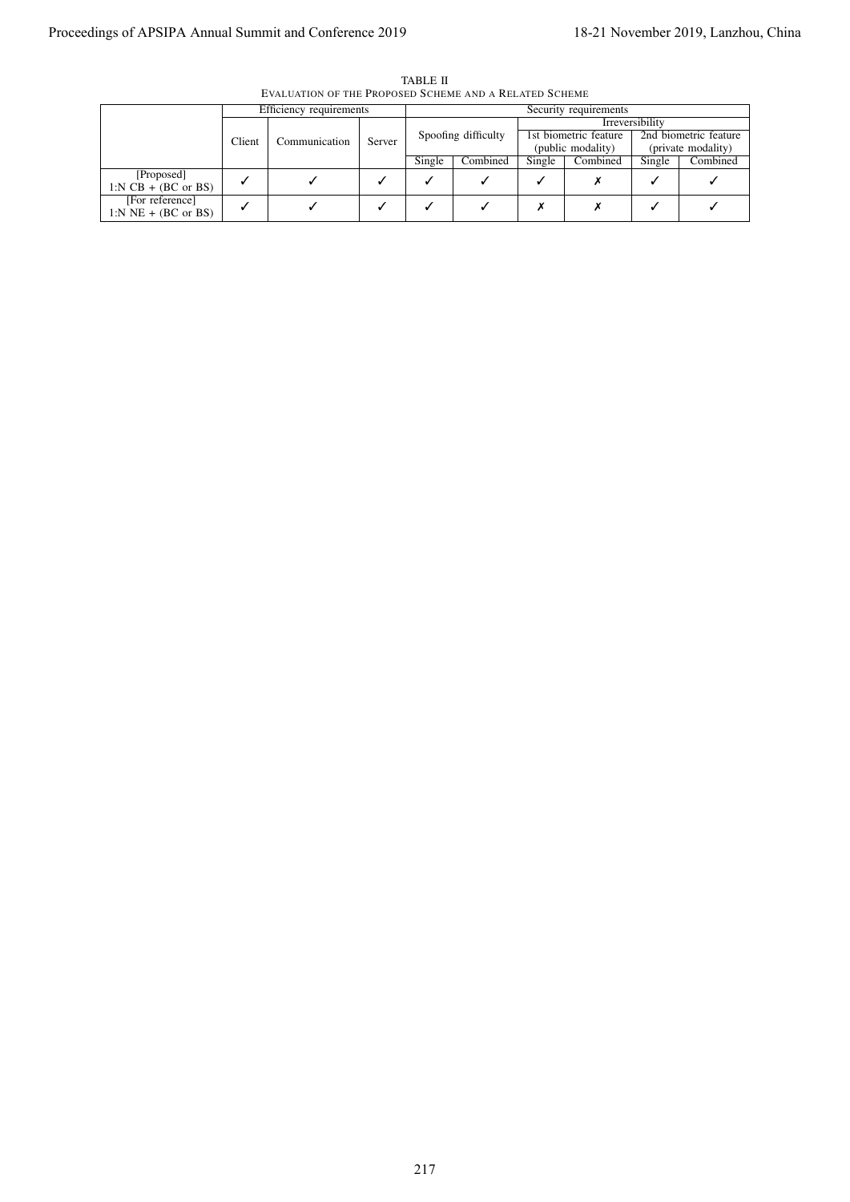TABLE II
EVALUATION OF THE PROPOSED SCHEME AND A RELATED SCHEME

| | Efficiency requirements | | | Security requirements | | | | | |
|---|---|---|---|---|---|---|---|---|---|
| | | | | | | Irreversibility | | | |
| | Client | Communication | Server | Spoofing difficulty | | 1st biometric feature (public modality) | | 2nd biometric feature (private modality) | |
| | | | | Single | Combined | Single | Combined | Single | Combined |
| [Proposed] 1:N CB + (BC or BS) | ✓ | ✓ | ✓ | ✓ | ✓ | ✓ | ✗ | ✓ | ✓ |
| [For reference] 1:N NE + (BC or BS) | ✓ | ✓ | ✓ | ✓ | ✓ | ✗ | ✗ | ✓ | ✓ |